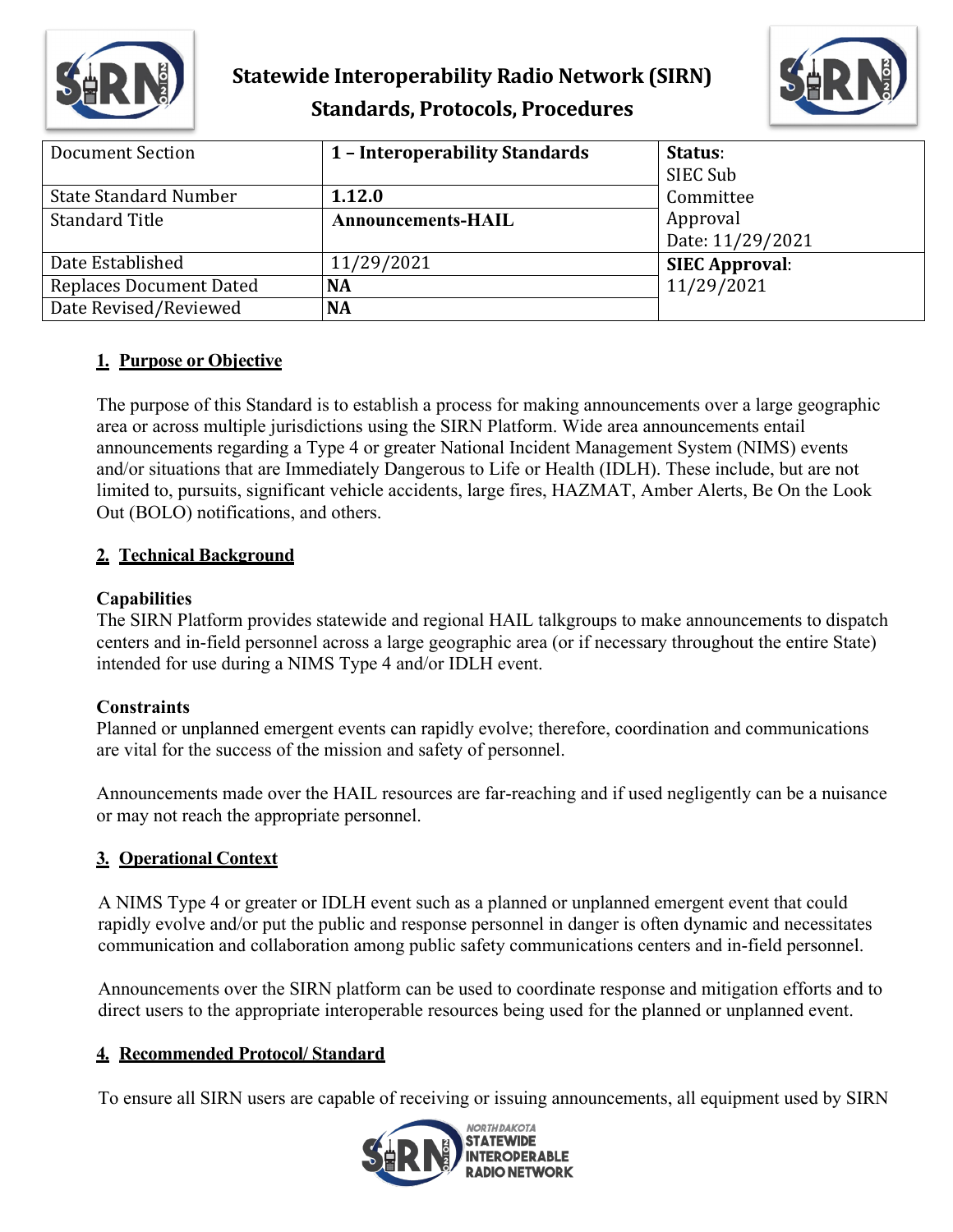# Statewide Interoperability Radio Network (SIRN) Standards, Protocols, Procedures

| | | |
|---|---|---|
| Document Section | **1 – Interoperability Standards** | **Status**: SIEC Sub Committee Approval Date: 11/29/2021 |
| State Standard Number | **1.12.0** | |
| Standard Title | **Announcements-HAIL** | |
| Date Established | 11/29/2021 | **SIEC Approval**: 11/29/2021 |
| Replaces Document Dated | **NA** | |
| Date Revised/Reviewed | **NA** | |

## 1. Purpose or Objective

The purpose of this Standard is to establish a process for making announcements over a large geographic area or across multiple jurisdictions using the SIRN Platform. Wide area announcements entail announcements regarding a Type 4 or greater National Incident Management System (NIMS) events and/or situations that are Immediately Dangerous to Life or Health (IDLH). These include, but are not limited to, pursuits, significant vehicle accidents, large fires, HAZMAT, Amber Alerts, Be On the Look Out (BOLO) notifications, and others.

## 2. Technical Background

**Capabilities**

The SIRN Platform provides statewide and regional HAIL talkgroups to make announcements to dispatch centers and in-field personnel across a large geographic area (or if necessary throughout the entire State) intended for use during a NIMS Type 4 and/or IDLH event.

**Constraints**

Planned or unplanned emergent events can rapidly evolve; therefore, coordination and communications are vital for the success of the mission and safety of personnel.

Announcements made over the HAIL resources are far-reaching and if used negligently can be a nuisance or may not reach the appropriate personnel.

## 3. Operational Context

A NIMS Type 4 or greater or IDLH event such as a planned or unplanned emergent event that could rapidly evolve and/or put the public and response personnel in danger is often dynamic and necessitates communication and collaboration among public safety communications centers and in-field personnel.

Announcements over the SIRN platform can be used to coordinate response and mitigation efforts and to direct users to the appropriate interoperable resources being used for the planned or unplanned event.

## 4. Recommended Protocol/ Standard

To ensure all SIRN users are capable of receiving or issuing announcements, all equipment used by SIRN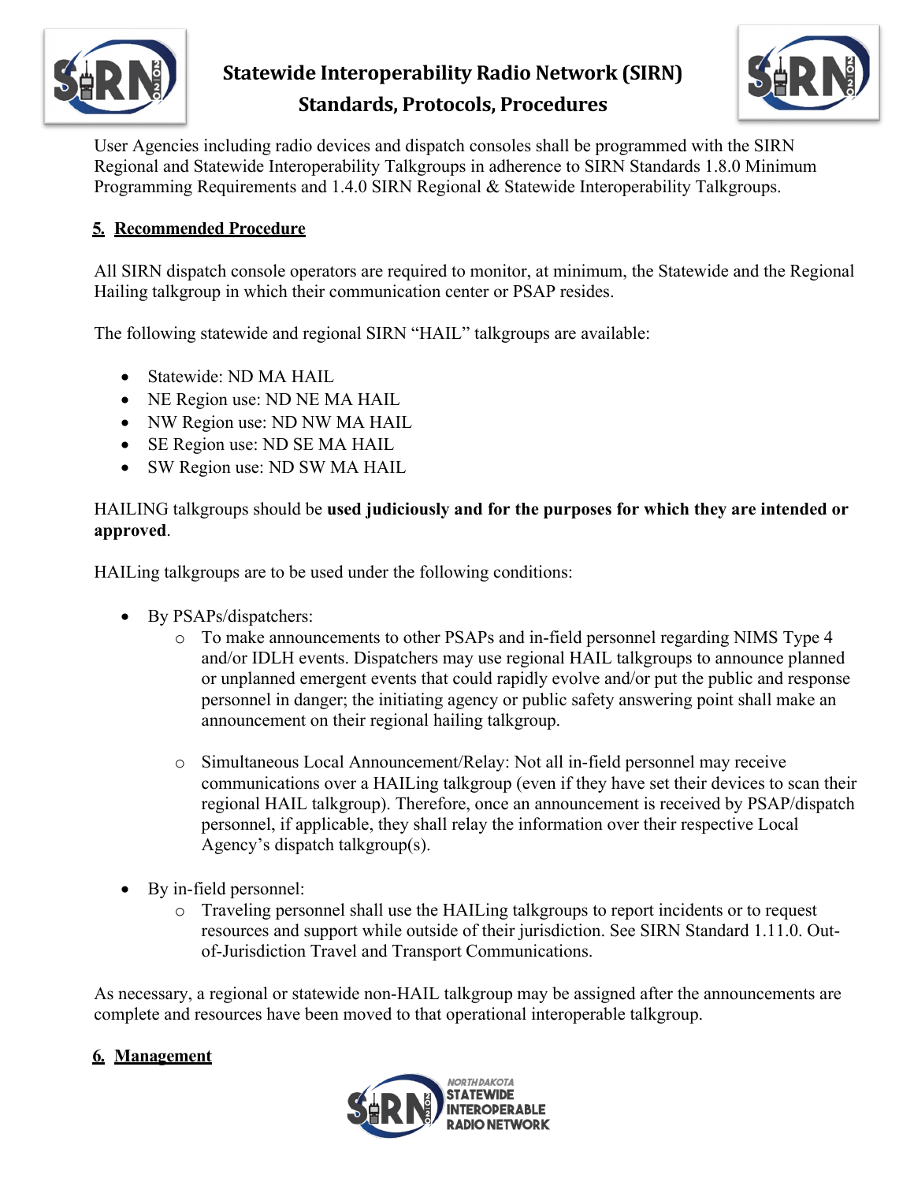User Agencies including radio devices and dispatch consoles shall be programmed with the SIRN Regional and Statewide Interoperability Talkgroups in adherence to SIRN Standards 1.8.0 Minimum Programming Requirements and 1.4.0 SIRN Regional & Statewide Interoperability Talkgroups.

## 5. Recommended Procedure

All SIRN dispatch console operators are required to monitor, at minimum, the Statewide and the Regional Hailing talkgroup in which their communication center or PSAP resides.

The following statewide and regional SIRN "HAIL" talkgroups are available:

- Statewide: ND MA HAIL
- NE Region use: ND NE MA HAIL
- NW Region use: ND NW MA HAIL
- SE Region use: ND SE MA HAIL
- SW Region use: ND SW MA HAIL

HAILING talkgroups should be **used judiciously and for the purposes for which they are intended or approved**.

HAILing talkgroups are to be used under the following conditions:

- By PSAPs/dispatchers:
  - To make announcements to other PSAPs and in-field personnel regarding NIMS Type 4 and/or IDLH events. Dispatchers may use regional HAIL talkgroups to announce planned or unplanned emergent events that could rapidly evolve and/or put the public and response personnel in danger; the initiating agency or public safety answering point shall make an announcement on their regional hailing talkgroup.
  - Simultaneous Local Announcement/Relay: Not all in-field personnel may receive communications over a HAILing talkgroup (even if they have set their devices to scan their regional HAIL talkgroup). Therefore, once an announcement is received by PSAP/dispatch personnel, if applicable, they shall relay the information over their respective Local Agency's dispatch talkgroup(s).
- By in-field personnel:
  - Traveling personnel shall use the HAILing talkgroups to report incidents or to request resources and support while outside of their jurisdiction. See SIRN Standard 1.11.0. Out-of-Jurisdiction Travel and Transport Communications.

As necessary, a regional or statewide non-HAIL talkgroup may be assigned after the announcements are complete and resources have been moved to that operational interoperable talkgroup.

## 6. Management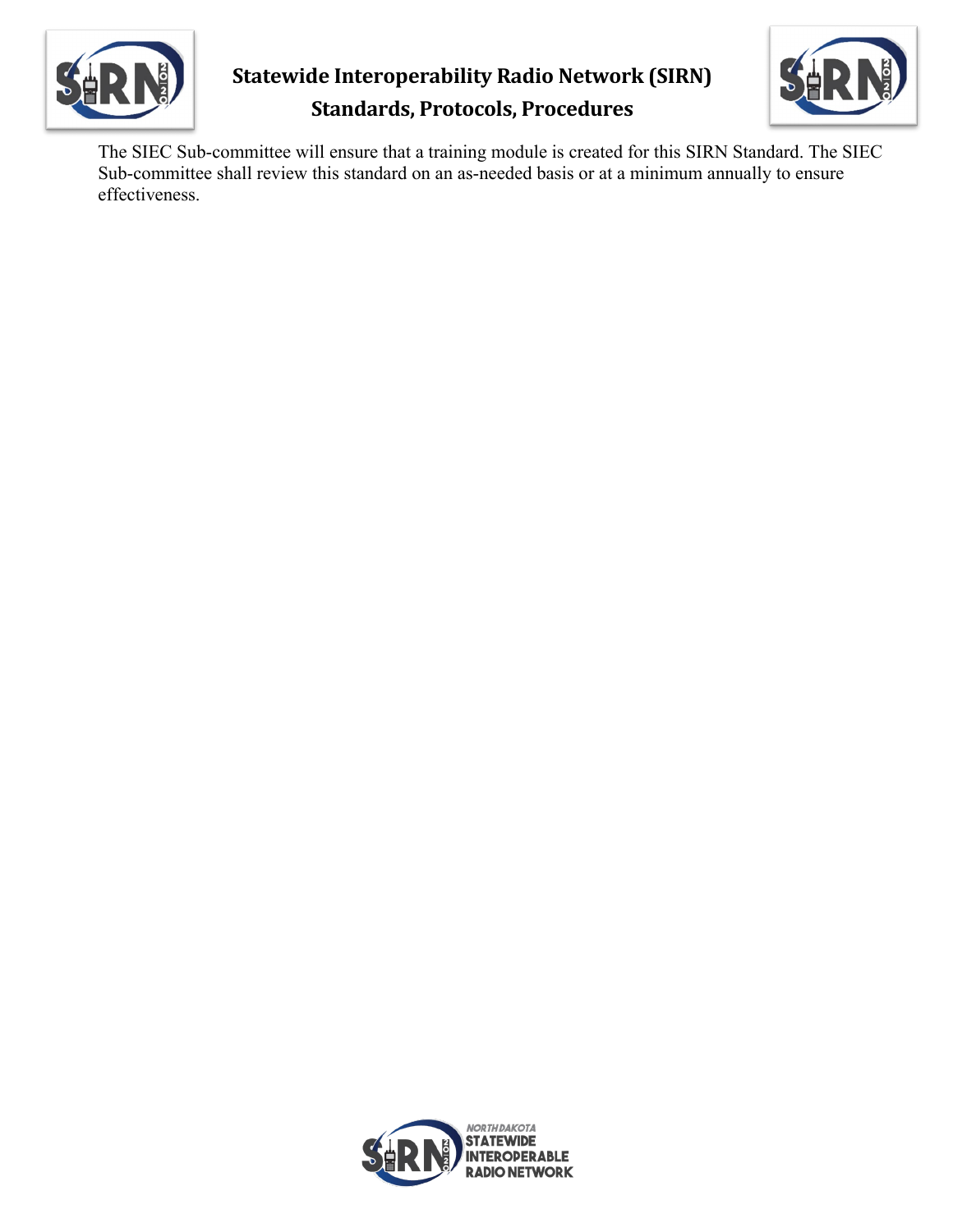The SIEC Sub-committee will ensure that a training module is created for this SIRN Standard. The SIEC Sub-committee shall review this standard on an as-needed basis or at a minimum annually to ensure effectiveness.